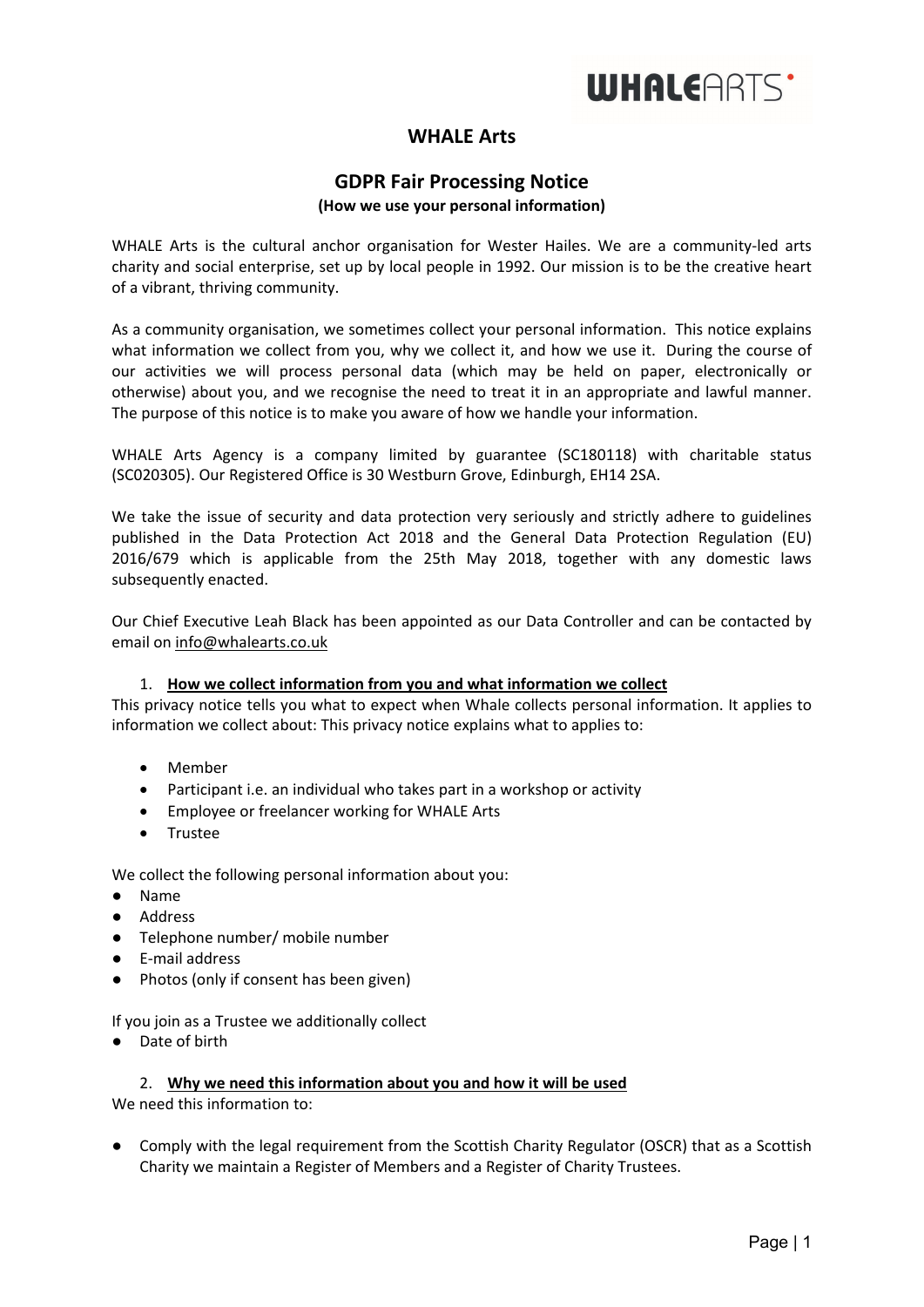WHALEARTS

# WHALE Arts

## GDPR Fair Processing Notice

**(How we use your personal information)**

WHALE Arts is the cultural anchor organisation for Wester Hailes. We are a community-led arts charity and social enterprise, set up by local people in 1992. Our mission is to be the creative heart of a vibrant, thriving community.

As a community organisation, we sometimes collect your personal information. This notice explains what information we collect from you, why we collect it, and how we use it. During the course of our activities we will process personal data (which may be held on paper, electronically or otherwise) about you, and we recognise the need to treat it in an appropriate and lawful manner. The purpose of this notice is to make you aware of how we handle your information.

WHALE Arts Agency is a company limited by guarantee (SC180118) with charitable status (SC020305). Our Registered Office is 30 Westburn Grove, Edinburgh, EH14 2SA.

We take the issue of security and data protection very seriously and strictly adhere to guidelines published in the Data Protection Act 2018 and the General Data Protection Regulation (EU) 2016/679 which is applicable from the 25th May 2018, together with any domestic laws subsequently enacted.

Our Chief Executive Leah Black has been appointed as our Data Controller and can be contacted by email on info@whalearts.co.uk

### 1. **How we collect information from you and what information we collect**

This privacy notice tells you what to expect when Whale collects personal information. It applies to information we collect about: This privacy notice explains what to applies to:

- Member
- Participant i.e. an individual who takes part in a workshop or activity
- Employee or freelancer working for WHALE Arts
- Trustee

We collect the following personal information about you:

- Name
- Address
- Telephone number/ mobile number
- E-mail address
- Photos (only if consent has been given)

If you join as a Trustee we additionally collect

- Date of birth

### 2. **Why we need this information about you and how it will be used**

We need this information to:

- Comply with the legal requirement from the Scottish Charity Regulator (OSCR) that as a Scottish Charity we maintain a Register of Members and a Register of Charity Trustees.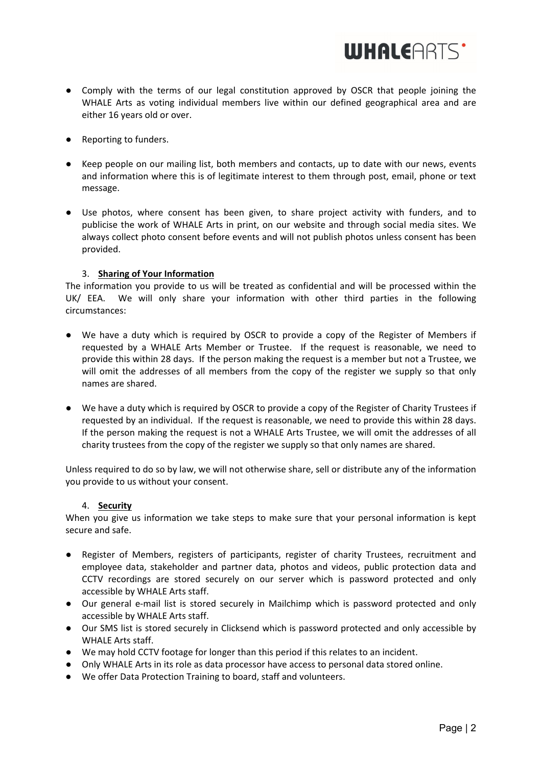- Comply with the terms of our legal constitution approved by OSCR that people joining the WHALE Arts as voting individual members live within our defined geographical area and are either 16 years old or over.
- Reporting to funders.
- Keep people on our mailing list, both members and contacts, up to date with our news, events and information where this is of legitimate interest to them through post, email, phone or text message.
- Use photos, where consent has been given, to share project activity with funders, and to publicise the work of WHALE Arts in print, on our website and through social media sites. We always collect photo consent before events and will not publish photos unless consent has been provided.

## 3. Sharing of Your Information

The information you provide to us will be treated as confidential and will be processed within the UK/ EEA. We will only share your information with other third parties in the following circumstances:

- We have a duty which is required by OSCR to provide a copy of the Register of Members if requested by a WHALE Arts Member or Trustee. If the request is reasonable, we need to provide this within 28 days. If the person making the request is a member but not a Trustee, we will omit the addresses of all members from the copy of the register we supply so that only names are shared.
- We have a duty which is required by OSCR to provide a copy of the Register of Charity Trustees if requested by an individual. If the request is reasonable, we need to provide this within 28 days. If the person making the request is not a WHALE Arts Trustee, we will omit the addresses of all charity trustees from the copy of the register we supply so that only names are shared.

Unless required to do so by law, we will not otherwise share, sell or distribute any of the information you provide to us without your consent.

## 4. Security

When you give us information we take steps to make sure that your personal information is kept secure and safe.

- Register of Members, registers of participants, register of charity Trustees, recruitment and employee data, stakeholder and partner data, photos and videos, public protection data and CCTV recordings are stored securely on our server which is password protected and only accessible by WHALE Arts staff.
- Our general e-mail list is stored securely in Mailchimp which is password protected and only accessible by WHALE Arts staff.
- Our SMS list is stored securely in Clicksend which is password protected and only accessible by WHALE Arts staff.
- We may hold CCTV footage for longer than this period if this relates to an incident.
- Only WHALE Arts in its role as data processor have access to personal data stored online.
- We offer Data Protection Training to board, staff and volunteers.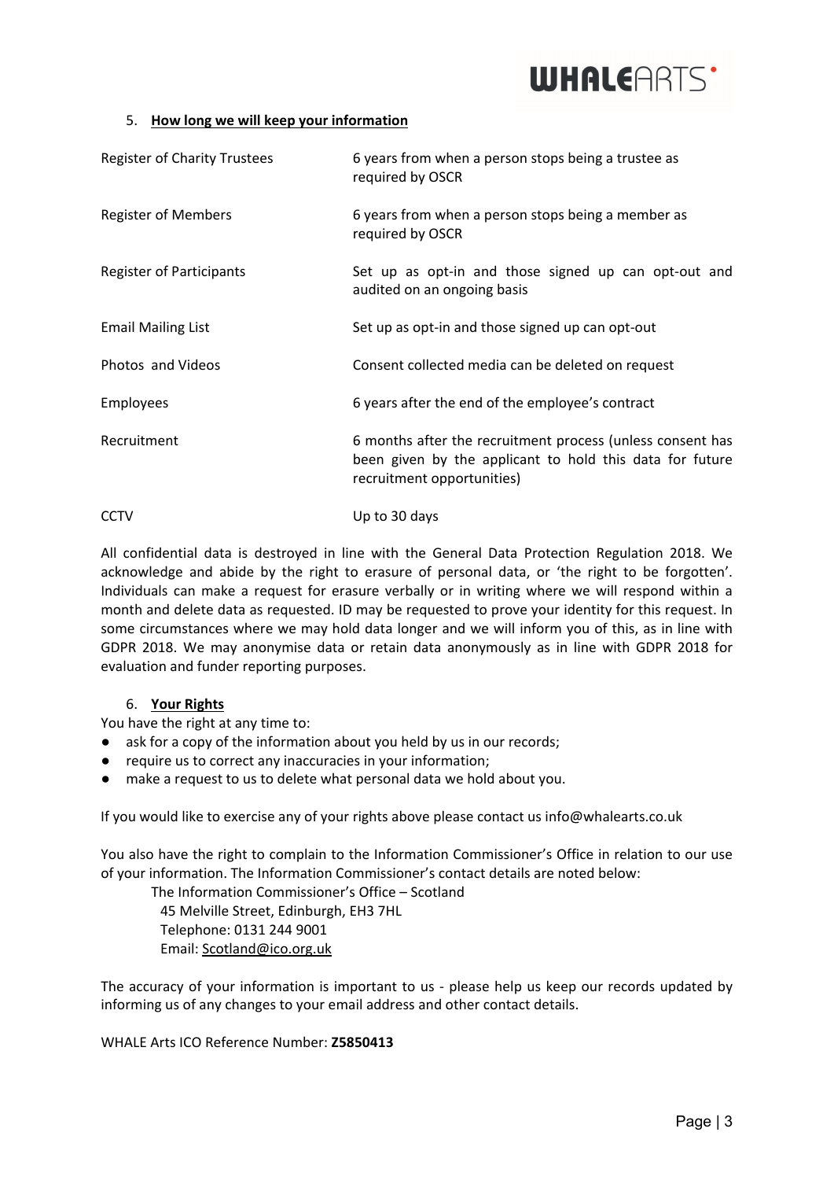## 5. How long we will keep your information

| | |
|---|---|
| Register of Charity Trustees | 6 years from when a person stops being a trustee as required by OSCR |
| Register of Members | 6 years from when a person stops being a member as required by OSCR |
| Register of Participants | Set up as opt-in and those signed up can opt-out and audited on an ongoing basis |
| Email Mailing List | Set up as opt-in and those signed up can opt-out |
| Photos and Videos | Consent collected media can be deleted on request |
| Employees | 6 years after the end of the employee's contract |
| Recruitment | 6 months after the recruitment process (unless consent has been given by the applicant to hold this data for future recruitment opportunities) |
| CCTV | Up to 30 days |

All confidential data is destroyed in line with the General Data Protection Regulation 2018. We acknowledge and abide by the right to erasure of personal data, or 'the right to be forgotten'. Individuals can make a request for erasure verbally or in writing where we will respond within a month and delete data as requested. ID may be requested to prove your identity for this request. In some circumstances where we may hold data longer and we will inform you of this, as in line with GDPR 2018. We may anonymise data or retain data anonymously as in line with GDPR 2018 for evaluation and funder reporting purposes.

## 6. Your Rights

You have the right at any time to:

- ask for a copy of the information about you held by us in our records;
- require us to correct any inaccuracies in your information;
- make a request to us to delete what personal data we hold about you.

If you would like to exercise any of your rights above please contact us info@whalearts.co.uk

You also have the right to complain to the Information Commissioner's Office in relation to our use of your information. The Information Commissioner's contact details are noted below:

The Information Commissioner's Office – Scotland
45 Melville Street, Edinburgh, EH3 7HL
Telephone: 0131 244 9001
Email: Scotland@ico.org.uk

The accuracy of your information is important to us - please help us keep our records updated by informing us of any changes to your email address and other contact details.

WHALE Arts ICO Reference Number: **Z5850413**